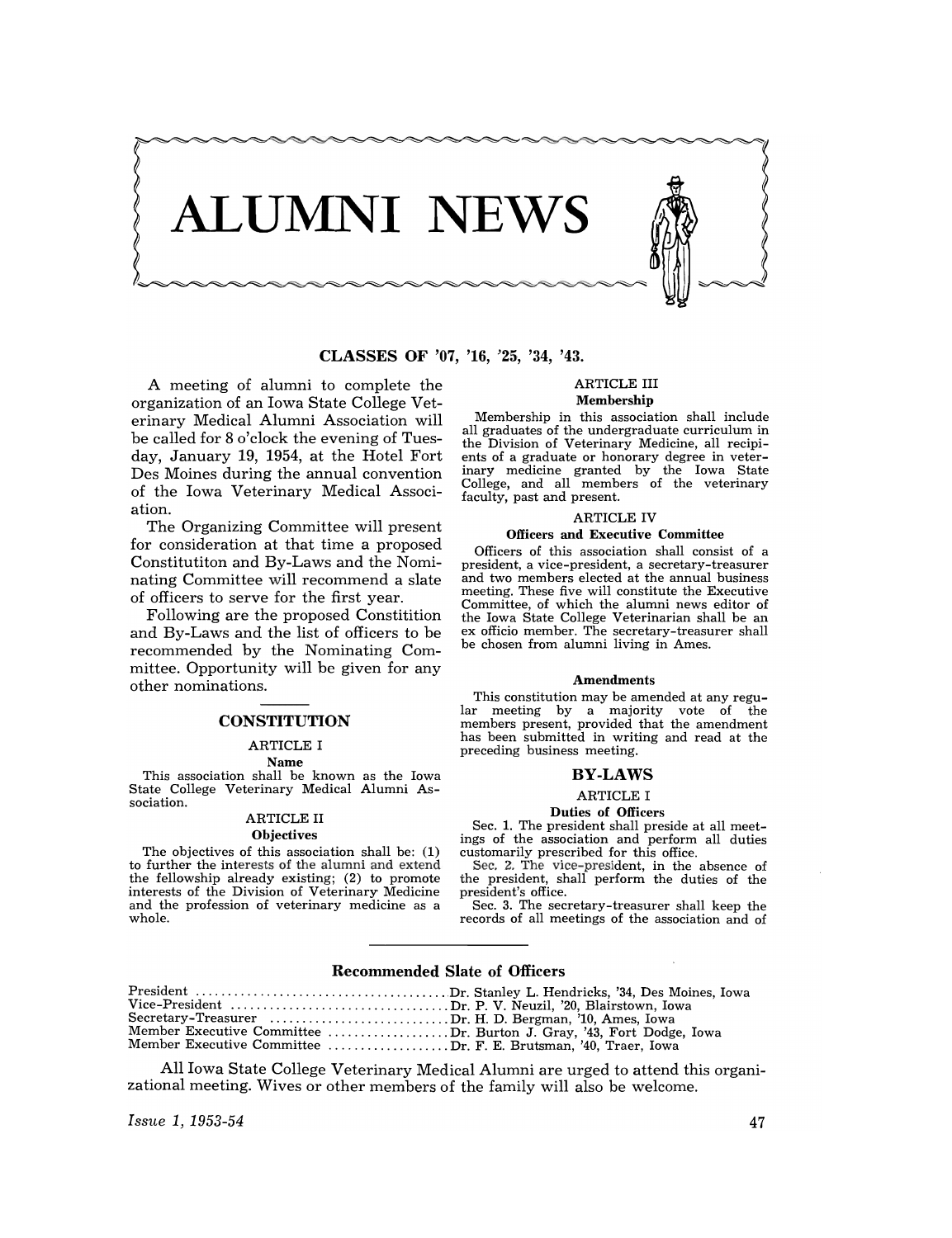# ALUMNI NEWS

## CLASSES OF '07, '16, '25, '34, '43.

A meeting of alumni to complete the organization of an Iowa State College Veterinary Medical Alumni Association will be called for 8 o'clock the evening of Tuesday, January 19, 1954, at the Hotel Fort Des Moines during the annual convention of the Iowa Veterinary Medical Association.

The Organizing Committee will present for consideration at that time a proposed Constitutiton and By-Laws and the Nominating Committee will recommend a slate of officers to serve for the first year.

Following are the proposed Constitition and By-Laws and the list of officers to be recommended by the Nominating Committee. Opportunity will be given for any other nominations.

### CONSTITUTION

**ARTICLE I**

**Name**

This association shall be known as the Iowa State College Veterinary Medical Alumni Association.

**ARTICLE II**

**Objectives**

The objectives of this association shall be: (1) to further the interests of the alumni and extend the fellowship already existing; (2) to promote interests of the Division of Veterinary Medicine and the profession of veterinary medicine as a whole.

**ARTICLE III**

**Membership**

Membership in this association shall include all graduates of the undergraduate curriculum in the Division of Veterinary Medicine, all recipients of a graduate or honorary degree in veterinary medicine granted by the Iowa State College, and all members of the veterinary faculty, past and present.

**ARTICLE IV**

**Officers and Executive Committee**

Officers of this association shall consist of a president, a vice-president, a secretary-treasurer and two members elected at the annual business meeting. These five will constitute the Executive Committee, of which the alumni news editor of the Iowa State College Veterinarian shall be an ex officio member. The secretary-treasurer shall be chosen from alumni living in Ames.

**Amendments**

This constitution may be amended at any regular meeting by a majority vote of the members present, provided that the amendment has been submitted in writing and read at the preceding business meeting.

### BY-LAWS

**ARTICLE I**

**Duties of Officers**

Sec. 1. The president shall preside at all meetings of the association and perform all duties customarily prescribed for this office.

Sec. 2. The vice-president, in the absence of the president, shall perform the duties of the president's office.

Sec. 3. The secretary-treasurer shall keep the records of all meetings of the association and of

### Recommended Slate of Officers

President ........................................ Dr. Stanley L. Hendricks, '34, Des Moines, Iowa
Vice-President .................................. Dr. P. V. Neuzil, '20, Blairstown, Iowa
Secretary-Treasurer ............................ Dr. H. D. Bergman, '10, Ames, Iowa
Member Executive Committee .................... Dr. Burton J. Gray, '43, Fort Dodge, Iowa
Member Executive Committee .................... Dr. F. E. Brutsman, '40, Traer, Iowa

All Iowa State College Veterinary Medical Alumni are urged to attend this organizational meeting. Wives or other members of the family will also be welcome.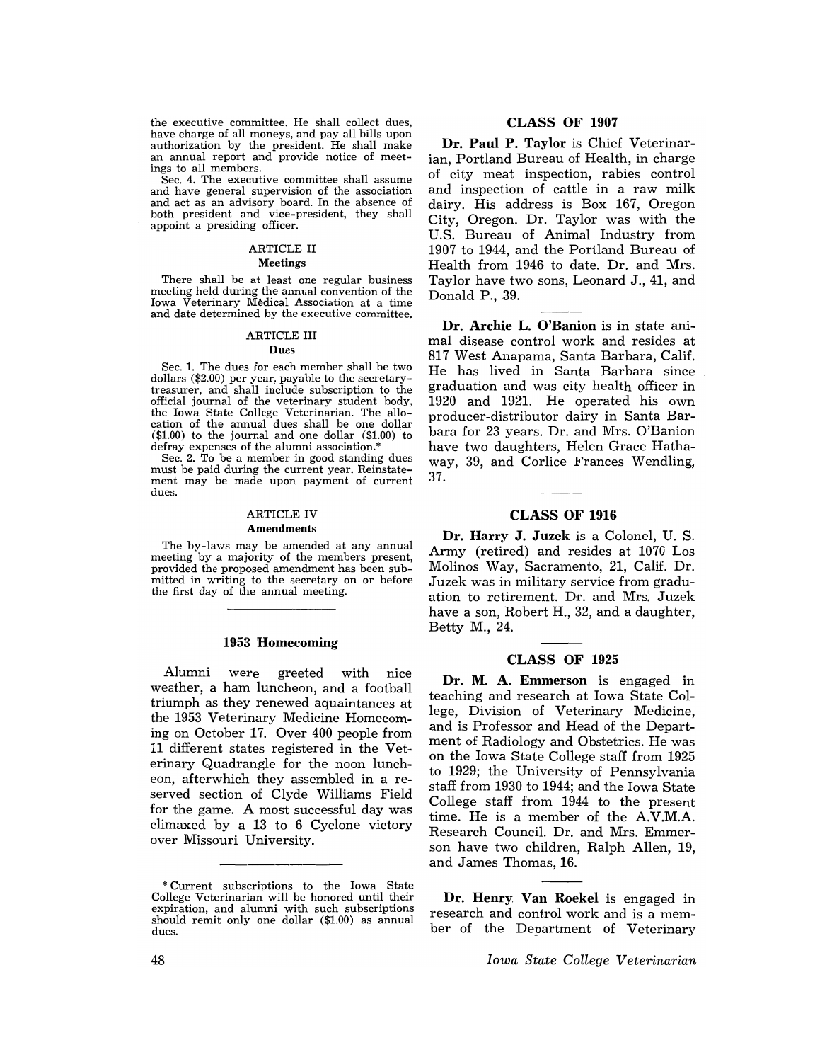the executive committee. He shall collect dues, have charge of all moneys, and pay all bills upon authorization by the president. He shall make an annual report and provide notice of meetings to all members.

Sec. 4. The executive committee shall assume and have general supervision of the association and act as an advisory board. In the absence of both president and vice-president, they shall appoint a presiding officer.

### ARTICLE II
**Meetings**

There shall be at least one regular business meeting held during the annual convention of the Iowa Veterinary Medical Association at a time and date determined by the executive committee.

### ARTICLE III
**Dues**

Sec. 1. The dues for each member shall be two dollars ($2.00) per year, payable to the secretary-treasurer, and shall include subscription to the official journal of the veterinary student body, the Iowa State College Veterinarian. The allocation of the annual dues shall be one dollar ($1.00) to the journal and one dollar ($1.00) to defray expenses of the alumni association.*

Sec. 2. To be a member in good standing dues must be paid during the current year. Reinstatement may be made upon payment of current dues.

### ARTICLE IV
**Amendments**

The by-laws may be amended at any annual meeting by a majority of the members present, provided the proposed amendment has been submitted in writing to the secretary on or before the first day of the annual meeting.

## 1953 Homecoming

Alumni were greeted with nice weather, a ham luncheon, and a football triumph as they renewed aquaintances at the 1953 Veterinary Medicine Homecoming on October 17. Over 400 people from 11 different states registered in the Veterinary Quadrangle for the noon luncheon, afterwhich they assembled in a reserved section of Clyde Williams Field for the game. A most successful day was climaxed by a 13 to 6 Cyclone victory over Missouri University.

* Current subscriptions to the Iowa State College Veterinarian will be honored until their expiration, and alumni with such subscriptions should remit only one dollar ($1.00) as annual dues.

## CLASS OF 1907

**Dr. Paul P. Taylor** is Chief Veterinarian, Portland Bureau of Health, in charge of city meat inspection, rabies control and inspection of cattle in a raw milk dairy. His address is Box 167, Oregon City, Oregon. Dr. Taylor was with the U.S. Bureau of Animal Industry from 1907 to 1944, and the Portland Bureau of Health from 1946 to date. Dr. and Mrs. Taylor have two sons, Leonard J., 41, and Donald P., 39.

**Dr. Archie L. O'Banion** is in state animal disease control work and resides at 817 West Anapama, Santa Barbara, Calif. He has lived in Santa Barbara since graduation and was city health officer in 1920 and 1921. He operated his own producer-distributor dairy in Santa Barbara for 23 years. Dr. and Mrs. O'Banion have two daughters, Helen Grace Hathaway, 39, and Corlice Frances Wendling, 37.

## CLASS OF 1916

**Dr. Harry J. Juzek** is a Colonel, U. S. Army (retired) and resides at 1070 Los Molinos Way, Sacramento, 21, Calif. Dr. Juzek was in military service from graduation to retirement. Dr. and Mrs. Juzek have a son, Robert H., 32, and a daughter, Betty M., 24.

## CLASS OF 1925

**Dr. M. A. Emmerson** is engaged in teaching and research at Iowa State College, Division of Veterinary Medicine, and is Professor and Head of the Department of Radiology and Obstetrics. He was on the Iowa State College staff from 1925 to 1929; the University of Pennsylvania staff from 1930 to 1944; and the Iowa State College staff from 1944 to the present time. He is a member of the A.V.M.A. Research Council. Dr. and Mrs. Emmerson have two children, Ralph Allen, 19, and James Thomas, 16.

**Dr. Henry Van Roekel** is engaged in research and control work and is a member of the Department of Veterinary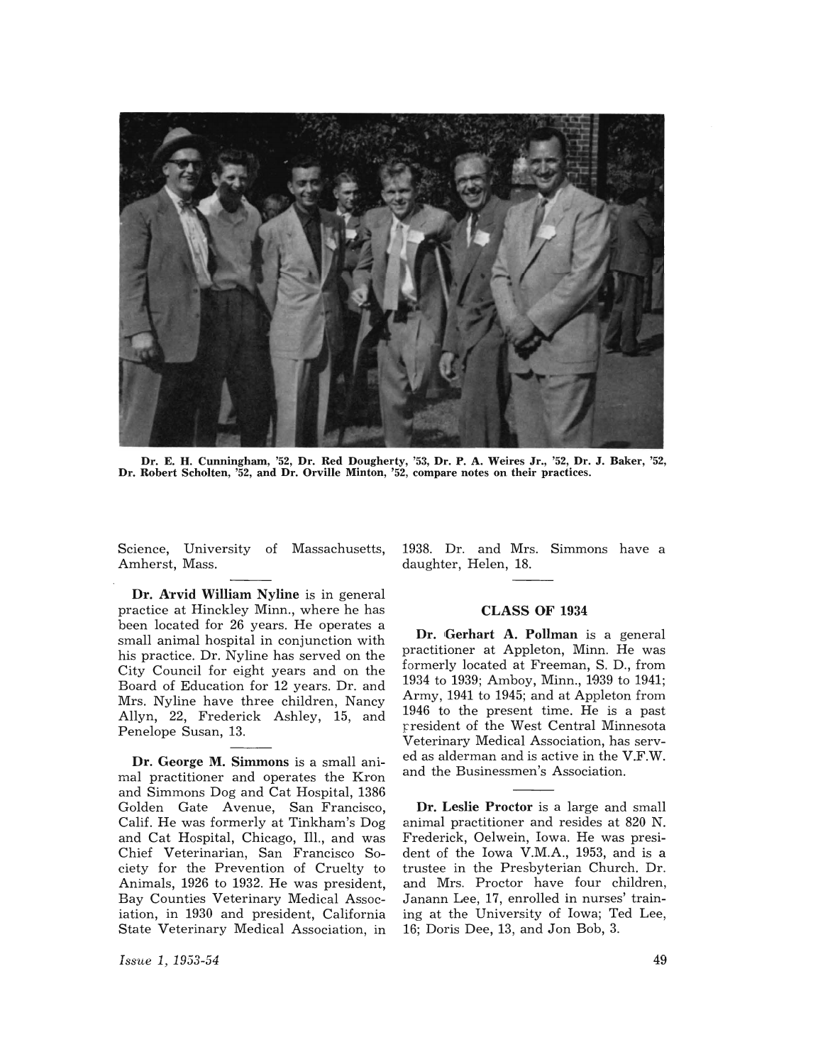Dr. E. H. Cunningham, '52, Dr. Red Dougherty, '53, Dr. P. A. Weires Jr., '52, Dr. J. Baker, '52, Dr. Robert Scholten, '52, and Dr. Orville Minton, '52, compare notes on their practices.

Science, University of Massachusetts, Amherst, Mass.

---

**Dr. Arvid William Nyline** is in general practice at Hinckley Minn., where he has been located for 26 years. He operates a small animal hospital in conjunction with his practice. Dr. Nyline has served on the City Council for eight years and on the Board of Education for 12 years. Dr. and Mrs. Nyline have three children, Nancy Allyn, 22, Frederick Ashley, 15, and Penelope Susan, 13.

---

**Dr. George M. Simmons** is a small animal practitioner and operates the Kron and Simmons Dog and Cat Hospital, 1386 Golden Gate Avenue, San Francisco, Calif. He was formerly at Tinkham's Dog and Cat Hospital, Chicago, Ill., and was Chief Veterinarian, San Francisco Society for the Prevention of Cruelty to Animals, 1926 to 1932. He was president, Bay Counties Veterinary Medical Association, in 1930 and president, California State Veterinary Medical Association, in 1938. Dr. and Mrs. Simmons have a daughter, Helen, 18.

---

## CLASS OF 1934

**Dr. Gerhart A. Pollman** is a general practitioner at Appleton, Minn. He was formerly located at Freeman, S. D., from 1934 to 1939; Amboy, Minn., 1939 to 1941; Army, 1941 to 1945; and at Appleton from 1946 to the present time. He is a past president of the West Central Minnesota Veterinary Medical Association, has served as alderman and is active in the V.F.W. and the Businessmen's Association.

---

**Dr. Leslie Proctor** is a large and small animal practitioner and resides at 820 N. Frederick, Oelwein, Iowa. He was president of the Iowa V.M.A., 1953, and is a trustee in the Presbyterian Church. Dr. and Mrs. Proctor have four children, Janann Lee, 17, enrolled in nurses' training at the University of Iowa; Ted Lee, 16; Doris Dee, 13, and Jon Bob, 3.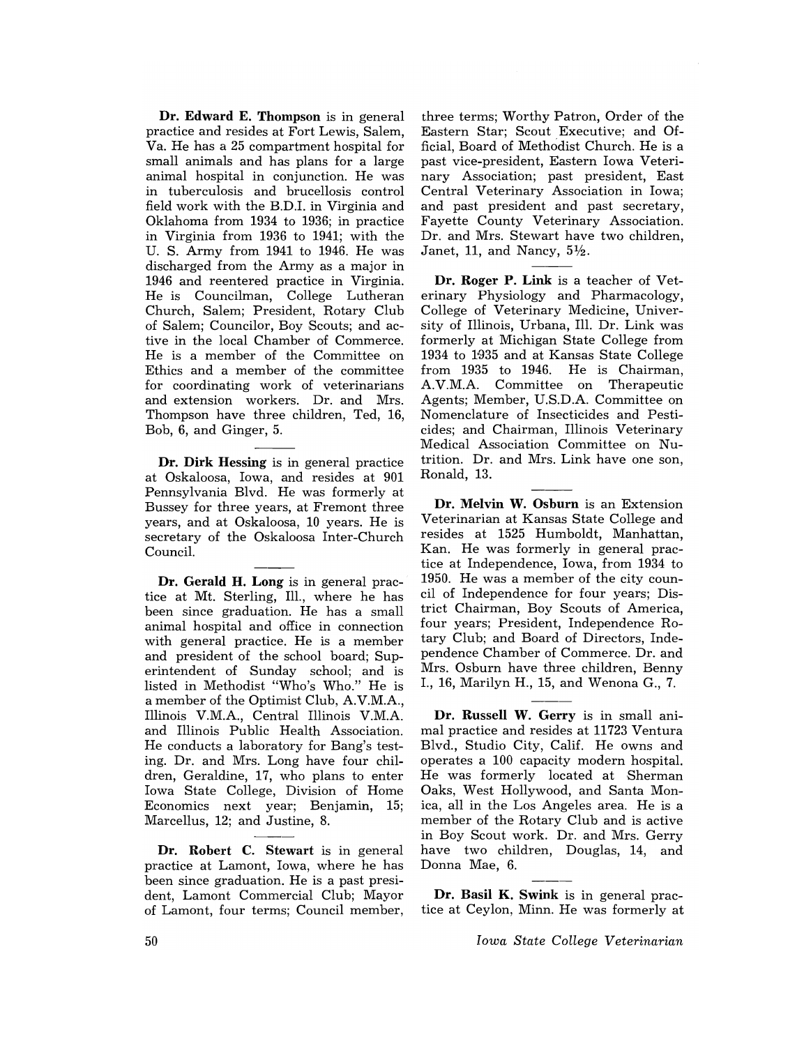**Dr. Edward E. Thompson** is in general practice and resides at Fort Lewis, Salem, Va. He has a 25 compartment hospital for small animals and has plans for a large animal hospital in conjunction. He was in tuberculosis and brucellosis control field work with the B.D.I. in Virginia and Oklahoma from 1934 to 1936; in practice in Virginia from 1936 to 1941; with the U. S. Army from 1941 to 1946. He was discharged from the Army as a major in 1946 and reentered practice in Virginia. He is Councilman, College Lutheran Church, Salem; President, Rotary Club of Salem; Councilor, Boy Scouts; and active in the local Chamber of Commerce. He is a member of the Committee on Ethics and a member of the committee for coordinating work of veterinarians and extension workers. Dr. and Mrs. Thompson have three children, Ted, 16, Bob, 6, and Ginger, 5.

---

**Dr. Dirk Hessing** is in general practice at Oskaloosa, Iowa, and resides at 901 Pennsylvania Blvd. He was formerly at Bussey for three years, at Fremont three years, and at Oskaloosa, 10 years. He is secretary of the Oskaloosa Inter-Church Council.

---

**Dr. Gerald H. Long** is in general practice at Mt. Sterling, Ill., where he has been since graduation. He has a small animal hospital and office in connection with general practice. He is a member and president of the school board; Superintendent of Sunday school; and is listed in Methodist "Who's Who." He is a member of the Optimist Club, A.V.M.A., Illinois V.M.A., Central Illinois V.M.A. and Illinois Public Health Association. He conducts a laboratory for Bang's testing. Dr. and Mrs. Long have four children, Geraldine, 17, who plans to enter Iowa State College, Division of Home Economics next year; Benjamin, 15; Marcellus, 12; and Justine, 8.

---

**Dr. Robert C. Stewart** is in general practice at Lamont, Iowa, where he has been since graduation. He is a past president, Lamont Commercial Club; Mayor of Lamont, four terms; Council member, three terms; Worthy Patron, Order of the Eastern Star; Scout Executive; and Official, Board of Methodist Church. He is a past vice-president, Eastern Iowa Veterinary Association; past president, East Central Veterinary Association in Iowa; and past president and past secretary, Fayette County Veterinary Association. Dr. and Mrs. Stewart have two children, Janet, 11, and Nancy, 5½.

---

**Dr. Roger P. Link** is a teacher of Veterinary Physiology and Pharmacology, College of Veterinary Medicine, University of Illinois, Urbana, Ill. Dr. Link was formerly at Michigan State College from 1934 to 1935 and at Kansas State College from 1935 to 1946. He is Chairman, A.V.M.A. Committee on Therapeutic Agents; Member, U.S.D.A. Committee on Nomenclature of Insecticides and Pesticides; and Chairman, Illinois Veterinary Medical Association Committee on Nutrition. Dr. and Mrs. Link have one son, Ronald, 13.

---

**Dr. Melvin W. Osburn** is an Extension Veterinarian at Kansas State College and resides at 1525 Humboldt, Manhattan, Kan. He was formerly in general practice at Independence, Iowa, from 1934 to 1950. He was a member of the city council of Independence for four years; District Chairman, Boy Scouts of America, four years; President, Independence Rotary Club; and Board of Directors, Independence Chamber of Commerce. Dr. and Mrs. Osburn have three children, Benny I., 16, Marilyn H., 15, and Wenona G., 7.

---

**Dr. Russell W. Gerry** is in small animal practice and resides at 11723 Ventura Blvd., Studio City, Calif. He owns and operates a 100 capacity modern hospital. He was formerly located at Sherman Oaks, West Hollywood, and Santa Monica, all in the Los Angeles area. He is a member of the Rotary Club and is active in Boy Scout work. Dr. and Mrs. Gerry have two children, Douglas, 14, and Donna Mae, 6.

---

**Dr. Basil K. Swink** is in general practice at Ceylon, Minn. He was formerly at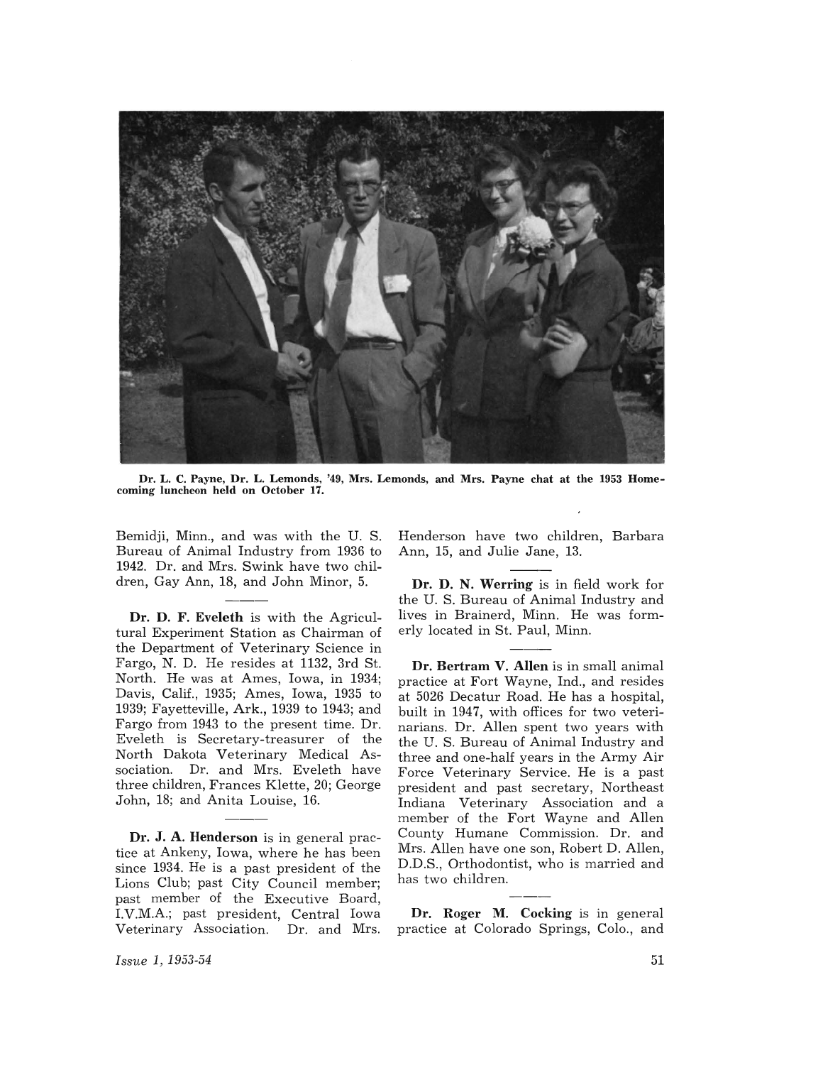Dr. L. C. Payne, Dr. L. Lemonds, '49, Mrs. Lemonds, and Mrs. Payne chat at the 1953 Homecoming luncheon held on October 17.

Bemidji, Minn., and was with the U. S. Bureau of Animal Industry from 1936 to 1942. Dr. and Mrs. Swink have two children, Gay Ann, 18, and John Minor, 5.

---

**Dr. D. F. Eveleth** is with the Agricultural Experiment Station as Chairman of the Department of Veterinary Science in Fargo, N. D. He resides at 1132, 3rd St. North. He was at Ames, Iowa, in 1934; Davis, Calif., 1935; Ames, Iowa, 1935 to 1939; Fayetteville, Ark., 1939 to 1943; and Fargo from 1943 to the present time. Dr. Eveleth is Secretary-treasurer of the North Dakota Veterinary Medical Association. Dr. and Mrs. Eveleth have three children, Frances Klette, 20; George John, 18; and Anita Louise, 16.

---

**Dr. J. A. Henderson** is in general practice at Ankeny, Iowa, where he has been since 1934. He is a past president of the Lions Club; past City Council member; past member of the Executive Board, I.V.M.A.; past president, Central Iowa Veterinary Association. Dr. and Mrs. Henderson have two children, Barbara Ann, 15, and Julie Jane, 13.

---

**Dr. D. N. Werring** is in field work for the U. S. Bureau of Animal Industry and lives in Brainerd, Minn. He was formerly located in St. Paul, Minn.

---

**Dr. Bertram V. Allen** is in small animal practice at Fort Wayne, Ind., and resides at 5026 Decatur Road. He has a hospital, built in 1947, with offices for two veterinarians. Dr. Allen spent two years with the U. S. Bureau of Animal Industry and three and one-half years in the Army Air Force Veterinary Service. He is a past president and past secretary, Northeast Indiana Veterinary Association and a member of the Fort Wayne and Allen County Humane Commission. Dr. and Mrs. Allen have one son, Robert D. Allen, D.D.S., Orthodontist, who is married and has two children.

---

**Dr. Roger M. Cocking** is in general practice at Colorado Springs, Colo., and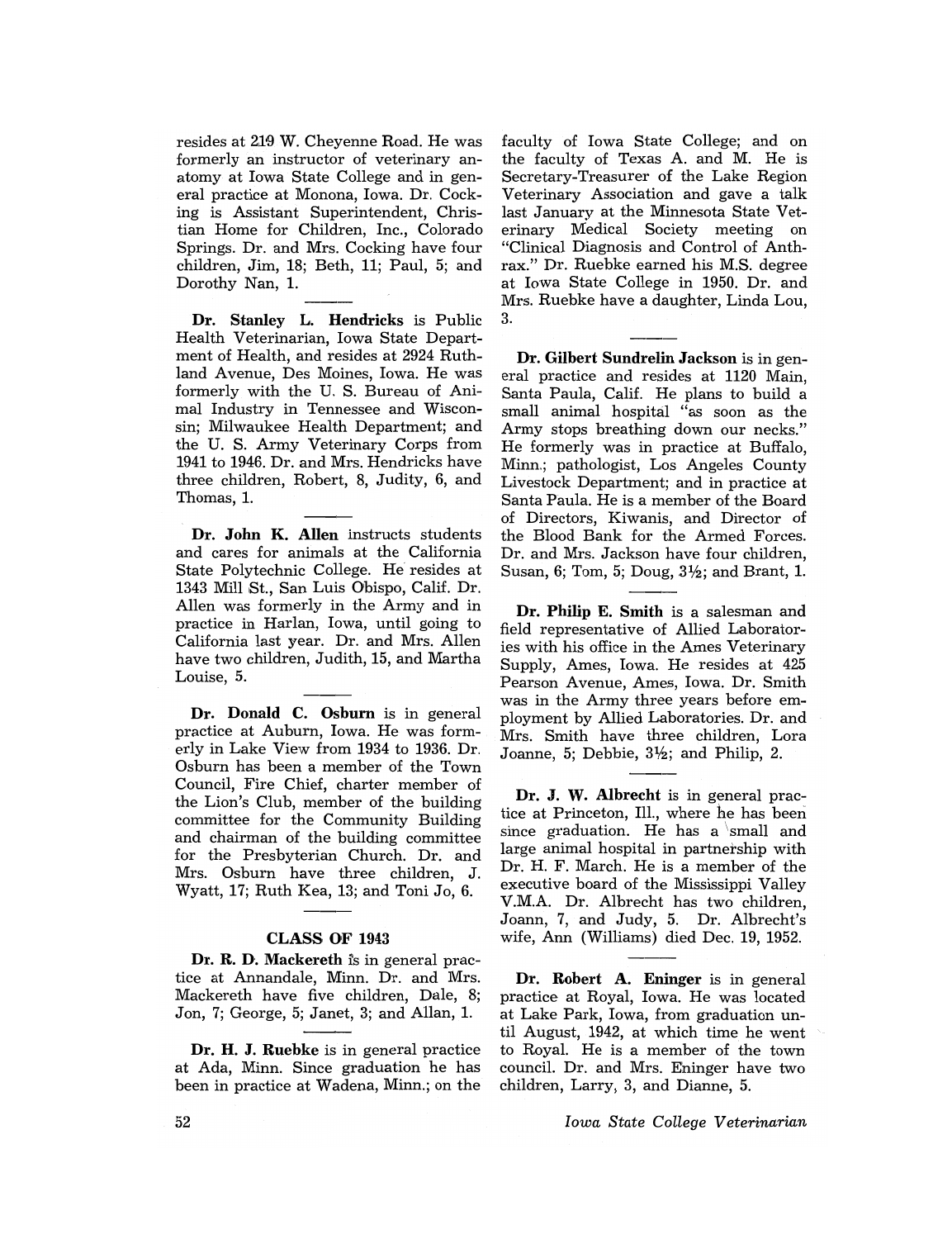resides at 219 W. Cheyenne Road. He was formerly an instructor of veterinary anatomy at Iowa State College and in general practice at Monona, Iowa. Dr. Cocking is Assistant Superintendent, Christian Home for Children, Inc., Colorado Springs. Dr. and Mrs. Cocking have four children, Jim, 18; Beth, 11; Paul, 5; and Dorothy Nan, 1.

---

**Dr. Stanley L. Hendricks** is Public Health Veterinarian, Iowa State Department of Health, and resides at 2924 Ruthland Avenue, Des Moines, Iowa. He was formerly with the U. S. Bureau of Animal Industry in Tennessee and Wisconsin; Milwaukee Health Department; and the U. S. Army Veterinary Corps from 1941 to 1946. Dr. and Mrs. Hendricks have three children, Robert, 8, Judity, 6, and Thomas, 1.

---

**Dr. John K. Allen** instructs students and cares for animals at the California State Polytechnic College. He resides at 1343 Mill St., San Luis Obispo, Calif. Dr. Allen was formerly in the Army and in practice in Harlan, Iowa, until going to California last year. Dr. and Mrs. Allen have two children, Judith, 15, and Martha Louise, 5.

---

**Dr. Donald C. Osburn** is in general practice at Auburn, Iowa. He was formerly in Lake View from 1934 to 1936. Dr. Osburn has been a member of the Town Council, Fire Chief, charter member of the Lion's Club, member of the building committee for the Community Building and chairman of the building committee for the Presbyterian Church. Dr. and Mrs. Osburn have three children, J. Wyatt, 17; Ruth Kea, 13; and Toni Jo, 6.

---

## CLASS OF 1943

**Dr. R. D. Mackereth** is in general practice at Annandale, Minn. Dr. and Mrs. Mackereth have five children, Dale, 8; Jon, 7; George, 5; Janet, 3; and Allan, 1.

---

**Dr. H. J. Ruebke** is in general practice at Ada, Minn. Since graduation he has been in practice at Wadena, Minn.; on the faculty of Iowa State College; and on the faculty of Texas A. and M. He is Secretary-Treasurer of the Lake Region Veterinary Association and gave a talk last January at the Minnesota State Veterinary Medical Society meeting on "Clinical Diagnosis and Control of Anthrax." Dr. Ruebke earned his M.S. degree at Iowa State College in 1950. Dr. and Mrs. Ruebke have a daughter, Linda Lou, 3.

---

**Dr. Gilbert Sundrelin Jackson** is in general practice and resides at 1120 Main, Santa Paula, Calif. He plans to build a small animal hospital "as soon as the Army stops breathing down our necks." He formerly was in practice at Buffalo, Minn.; pathologist, Los Angeles County Livestock Department; and in practice at Santa Paula. He is a member of the Board of Directors, Kiwanis, and Director of the Blood Bank for the Armed Forces. Dr. and Mrs. Jackson have four children, Susan, 6; Tom, 5; Doug, 3½; and Brant, 1.

---

**Dr. Philip E. Smith** is a salesman and field representative of Allied Laboratories with his office in the Ames Veterinary Supply, Ames, Iowa. He resides at 425 Pearson Avenue, Ames, Iowa. Dr. Smith was in the Army three years before employment by Allied Laboratories. Dr. and Mrs. Smith have three children, Lora Joanne, 5; Debbie, 3½; and Philip, 2.

---

**Dr. J. W. Albrecht** is in general practice at Princeton, Ill., where he has been since graduation. He has a small and large animal hospital in partnership with Dr. H. F. March. He is a member of the executive board of the Mississippi Valley V.M.A. Dr. Albrecht has two children, Joann, 7, and Judy, 5. Dr. Albrecht's wife, Ann (Williams) died Dec. 19, 1952.

---

**Dr. Robert A. Eninger** is in general practice at Royal, Iowa. He was located at Lake Park, Iowa, from graduation until August, 1942, at which time he went to Royal. He is a member of the town council. Dr. and Mrs. Eninger have two children, Larry, 3, and Dianne, 5.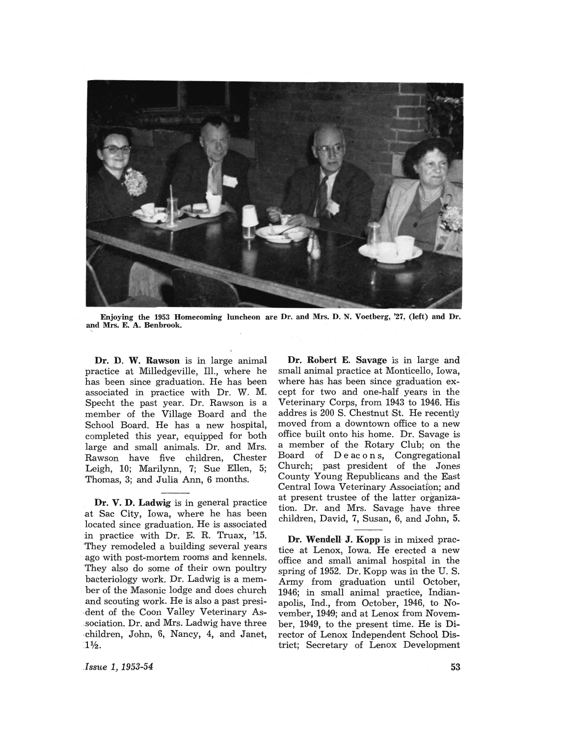Enjoying the 1953 Homecoming luncheon are Dr. and Mrs. D. N. Voetberg, '27, (left) and Dr. and Mrs. E. A. Benbrook.

**Dr. D. W. Rawson** is in large animal practice at Milledgeville, Ill., where he has been since graduation. He has been associated in practice with Dr. W. M. Specht the past year. Dr. Rawson is a member of the Village Board and the School Board. He has a new hospital, completed this year, equipped for both large and small animals. Dr. and Mrs. Rawson have five children, Chester Leigh, 10; Marilynn, 7; Sue Ellen, 5; Thomas, 3; and Julia Ann, 6 months.

---

**Dr. V. D. Ladwig** is in general practice at Sac City, Iowa, where he has been located since graduation. He is associated in practice with Dr. E. R. Truax, '15. They remodeled a building several years ago with post-mortem rooms and kennels. They also do some of their own poultry bacteriology work. Dr. Ladwig is a member of the Masonic lodge and does church and scouting work. He is also a past president of the Coon Valley Veterinary Association. Dr. and Mrs. Ladwig have three children, John, 6, Nancy, 4, and Janet, 1½.

**Dr. Robert E. Savage** is in large and small animal practice at Monticello, Iowa, where has has been since graduation except for two and one-half years in the Veterinary Corps, from 1943 to 1946. His addres is 200 S. Chestnut St. He recently moved from a downtown office to a new office built onto his home. Dr. Savage is a member of the Rotary Club; on the Board of Deacons, Congregational Church; past president of the Jones County Young Republicans and the East Central Iowa Veterinary Association; and at present trustee of the latter organization. Dr. and Mrs. Savage have three children, David, 7, Susan, 6, and John, 5.

---

**Dr. Wendell J. Kopp** is in mixed practice at Lenox, Iowa. He erected a new office and small animal hospital in the spring of 1952. Dr. Kopp was in the U. S. Army from graduation until October, 1946; in small animal practice, Indianapolis, Ind., from October, 1946, to November, 1949; and at Lenox from November, 1949, to the present time. He is Director of Lenox Independent School District; Secretary of Lenox Development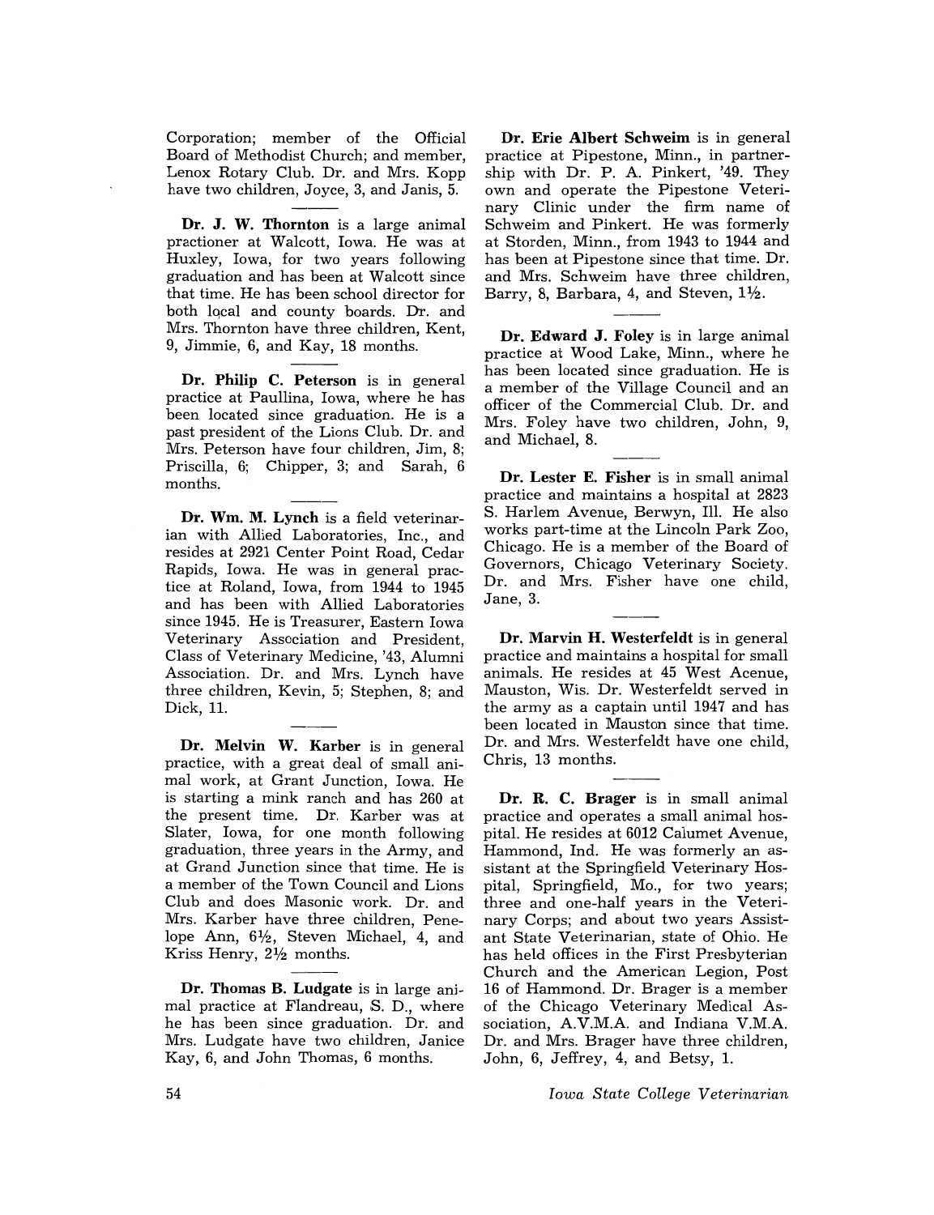Corporation; member of the Official Board of Methodist Church; and member, Lenox Rotary Club. Dr. and Mrs. Kopp have two children, Joyce, 3, and Janis, 5.

---

**Dr. J. W. Thornton** is a large animal practioner at Walcott, Iowa. He was at Huxley, Iowa, for two years following graduation and has been at Walcott since that time. He has been school director for both local and county boards. Dr. and Mrs. Thornton have three children, Kent, 9, Jimmie, 6, and Kay, 18 months.

---

**Dr. Philip C. Peterson** is in general practice at Paullina, Iowa, where he has been located since graduation. He is a past president of the Lions Club. Dr. and Mrs. Peterson have four children, Jim, 8; Priscilla, 6; Chipper, 3; and Sarah, 6 months.

---

**Dr. Wm. M. Lynch** is a field veterinarian with Allied Laboratories, Inc., and resides at 2921 Center Point Road, Cedar Rapids, Iowa. He was in general practice at Roland, Iowa, from 1944 to 1945 and has been with Allied Laboratories since 1945. He is Treasurer, Eastern Iowa Veterinary Association and President, Class of Veterinary Medicine, '43, Alumni Association. Dr. and Mrs. Lynch have three children, Kevin, 5; Stephen, 8; and Dick, 11.

---

**Dr. Melvin W. Karber** is in general practice, with a great deal of small animal work, at Grant Junction, Iowa. He is starting a mink ranch and has 260 at the present time. Dr. Karber was at Slater, Iowa, for one month following graduation, three years in the Army, and at Grand Junction since that time. He is a member of the Town Council and Lions Club and does Masonic work. Dr. and Mrs. Karber have three children, Penelope Ann, 6½, Steven Michael, 4, and Kriss Henry, 2½ months.

---

**Dr. Thomas B. Ludgate** is in large animal practice at Flandreau, S. D., where he has been since graduation. Dr. and Mrs. Ludgate have two children, Janice Kay, 6, and John Thomas, 6 months.

---

**Dr. Erie Albert Schweim** is in general practice at Pipestone, Minn., in partnership with Dr. P. A. Pinkert, '49. They own and operate the Pipestone Veterinary Clinic under the firm name of Schweim and Pinkert. He was formerly at Storden, Minn., from 1943 to 1944 and has been at Pipestone since that time. Dr. and Mrs. Schweim have three children, Barry, 8, Barbara, 4, and Steven, 1½.

---

**Dr. Edward J. Foley** is in large animal practice at Wood Lake, Minn., where he has been located since graduation. He is a member of the Village Council and an officer of the Commercial Club. Dr. and Mrs. Foley have two children, John, 9, and Michael, 8.

---

**Dr. Lester E. Fisher** is in small animal practice and maintains a hospital at 2823 S. Harlem Avenue, Berwyn, Ill. He also works part-time at the Lincoln Park Zoo, Chicago. He is a member of the Board of Governors, Chicago Veterinary Society. Dr. and Mrs. Fisher have one child, Jane, 3.

---

**Dr. Marvin H. Westerfeldt** is in general practice and maintains a hospital for small animals. He resides at 45 West Acenue, Mauston, Wis. Dr. Westerfeldt served in the army as a captain until 1947 and has been located in Mauston since that time. Dr. and Mrs. Westerfeldt have one child, Chris, 13 months.

---

**Dr. R. C. Brager** is in small animal practice and operates a small animal hospital. He resides at 6012 Calumet Avenue, Hammond, Ind. He was formerly an assistant at the Springfield Veterinary Hospital, Springfield, Mo., for two years; three and one-half years in the Veterinary Corps; and about two years Assistant State Veterinarian, state of Ohio. He has held offices in the First Presbyterian Church and the American Legion, Post 16 of Hammond. Dr. Brager is a member of the Chicago Veterinary Medical Association, A.V.M.A. and Indiana V.M.A. Dr. and Mrs. Brager have three children, John, 6, Jeffrey, 4, and Betsy, 1.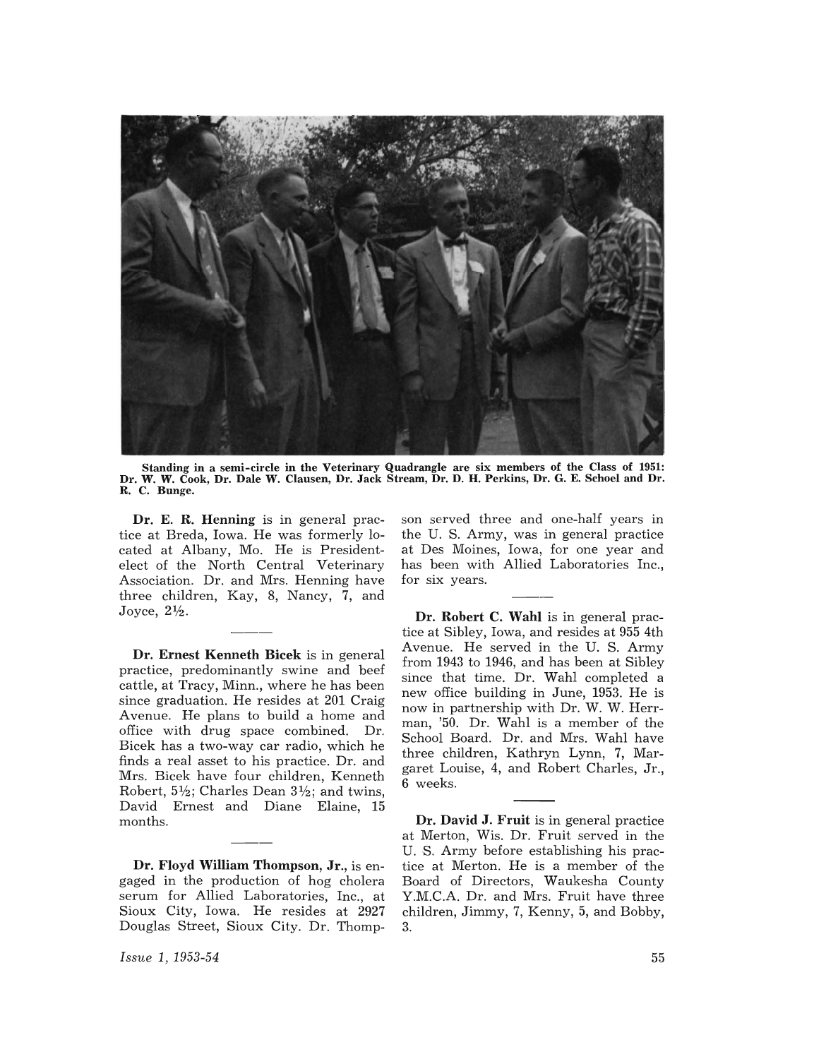Standing in a semi-circle in the Veterinary Quadrangle are six members of the Class of 1951: Dr. W. W. Cook, Dr. Dale W. Clausen, Dr. Jack Stream, Dr. D. H. Perkins, Dr. G. E. Schoel and Dr. R. C. Bunge.

**Dr. E. R. Henning** is in general practice at Breda, Iowa. He was formerly located at Albany, Mo. He is President-elect of the North Central Veterinary Association. Dr. and Mrs. Henning have three children, Kay, 8, Nancy, 7, and Joyce, 2½.

---

**Dr. Ernest Kenneth Bicek** is in general practice, predominantly swine and beef cattle, at Tracy, Minn., where he has been since graduation. He resides at 201 Craig Avenue. He plans to build a home and office with drug space combined. Dr. Bicek has a two-way car radio, which he finds a real asset to his practice. Dr. and Mrs. Bicek have four children, Kenneth Robert, 5½; Charles Dean 3½; and twins, David Ernest and Diane Elaine, 15 months.

---

**Dr. Floyd William Thompson, Jr.**, is engaged in the production of hog cholera serum for Allied Laboratories, Inc., at Sioux City, Iowa. He resides at 2927 Douglas Street, Sioux City. Dr. Thompson served three and one-half years in the U. S. Army, was in general practice at Des Moines, Iowa, for one year and has been with Allied Laboratories Inc., for six years.

---

**Dr. Robert C. Wahl** is in general practice at Sibley, Iowa, and resides at 955 4th Avenue. He served in the U. S. Army from 1943 to 1946, and has been at Sibley since that time. Dr. Wahl completed a new office building in June, 1953. He is now in partnership with Dr. W. W. Herrman, '50. Dr. Wahl is a member of the School Board. Dr. and Mrs. Wahl have three children, Kathryn Lynn, 7, Margaret Louise, 4, and Robert Charles, Jr., 6 weeks.

---

**Dr. David J. Fruit** is in general practice at Merton, Wis. Dr. Fruit served in the U. S. Army before establishing his practice at Merton. He is a member of the Board of Directors, Waukesha County Y.M.C.A. Dr. and Mrs. Fruit have three children, Jimmy, 7, Kenny, 5, and Bobby, 3.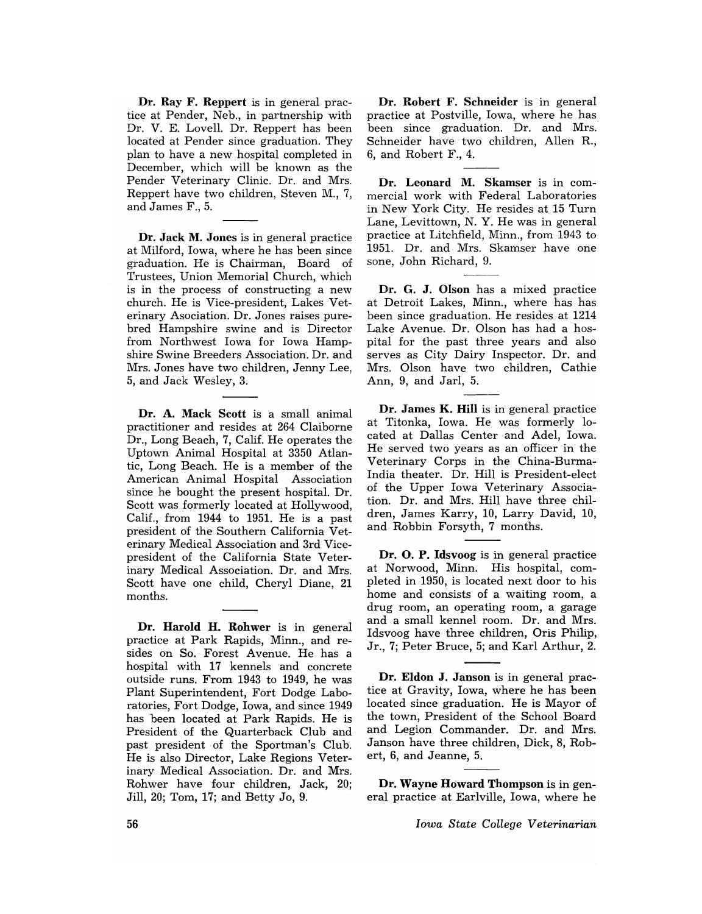**Dr. Ray F. Reppert** is in general practice at Pender, Neb., in partnership with Dr. V. E. Lovell. Dr. Reppert has been located at Pender since graduation. They plan to have a new hospital completed in December, which will be known as the Pender Veterinary Clinic. Dr. and Mrs. Reppert have two children, Steven M., 7, and James F., 5.

---

**Dr. Jack M. Jones** is in general practice at Milford, Iowa, where he has been since graduation. He is Chairman, Board of Trustees, Union Memorial Church, which is in the process of constructing a new church. He is Vice-president, Lakes Veterinary Association. Dr. Jones raises purebred Hampshire swine and is Director from Northwest Iowa for Iowa Hampshire Swine Breeders Association. Dr. and Mrs. Jones have two children, Jenny Lee, 5, and Jack Wesley, 3.

---

**Dr. A. Mack Scott** is a small animal practitioner and resides at 264 Claiborne Dr., Long Beach, 7, Calif. He operates the Uptown Animal Hospital at 3350 Atlantic, Long Beach. He is a member of the American Animal Hospital Association since he bought the present hospital. Dr. Scott was formerly located at Hollywood, Calif., from 1944 to 1951. He is a past president of the Southern California Veterinary Medical Association and 3rd Vice-president of the California State Veterinary Medical Association. Dr. and Mrs. Scott have one child, Cheryl Diane, 21 months.

---

**Dr. Harold H. Rohwer** is in general practice at Park Rapids, Minn., and resides on So. Forest Avenue. He has a hospital with 17 kennels and concrete outside runs. From 1943 to 1949, he was Plant Superintendent, Fort Dodge Laboratories, Fort Dodge, Iowa, and since 1949 has been located at Park Rapids. He is President of the Quarterback Club and past president of the Sportman's Club. He is also Director, Lake Regions Veterinary Medical Association. Dr. and Mrs. Rohwer have four children, Jack, 20; Jill, 20; Tom, 17; and Betty Jo, 9.

---

**Dr. Robert F. Schneider** is in general practice at Postville, Iowa, where he has been since graduation. Dr. and Mrs. Schneider have two children, Allen R., 6, and Robert F., 4.

---

**Dr. Leonard M. Skamser** is in commercial work with Federal Laboratories in New York City. He resides at 15 Turn Lane, Levittown, N. Y. He was in general practice at Litchfield, Minn., from 1943 to 1951. Dr. and Mrs. Skamser have one sone, John Richard, 9.

---

**Dr. G. J. Olson** has a mixed practice at Detroit Lakes, Minn., where has has been since graduation. He resides at 1214 Lake Avenue. Dr. Olson has had a hospital for the past three years and also serves as City Dairy Inspector. Dr. and Mrs. Olson have two children, Cathie Ann, 9, and Jarl, 5.

---

**Dr. James K. Hill** is in general practice at Titonka, Iowa. He was formerly located at Dallas Center and Adel, Iowa. He served two years as an officer in the Veterinary Corps in the China-Burma-India theater. Dr. Hill is President-elect of the Upper Iowa Veterinary Association. Dr. and Mrs. Hill have three children, James Karry, 10, Larry David, 10, and Robbin Forsyth, 7 months.

---

**Dr. O. P. Idsvoog** is in general practice at Norwood, Minn. His hospital, completed in 1950, is located next door to his home and consists of a waiting room, a drug room, an operating room, a garage and a small kennel room. Dr. and Mrs. Idsvoog have three children, Oris Philip, Jr., 7; Peter Bruce, 5; and Karl Arthur, 2.

---

**Dr. Eldon J. Janson** is in general practice at Gravity, Iowa, where he has been located since graduation. He is Mayor of the town, President of the School Board and Legion Commander. Dr. and Mrs. Janson have three children, Dick, 8, Robert, 6, and Jeanne, 5.

---

**Dr. Wayne Howard Thompson** is in general practice at Earlville, Iowa, where he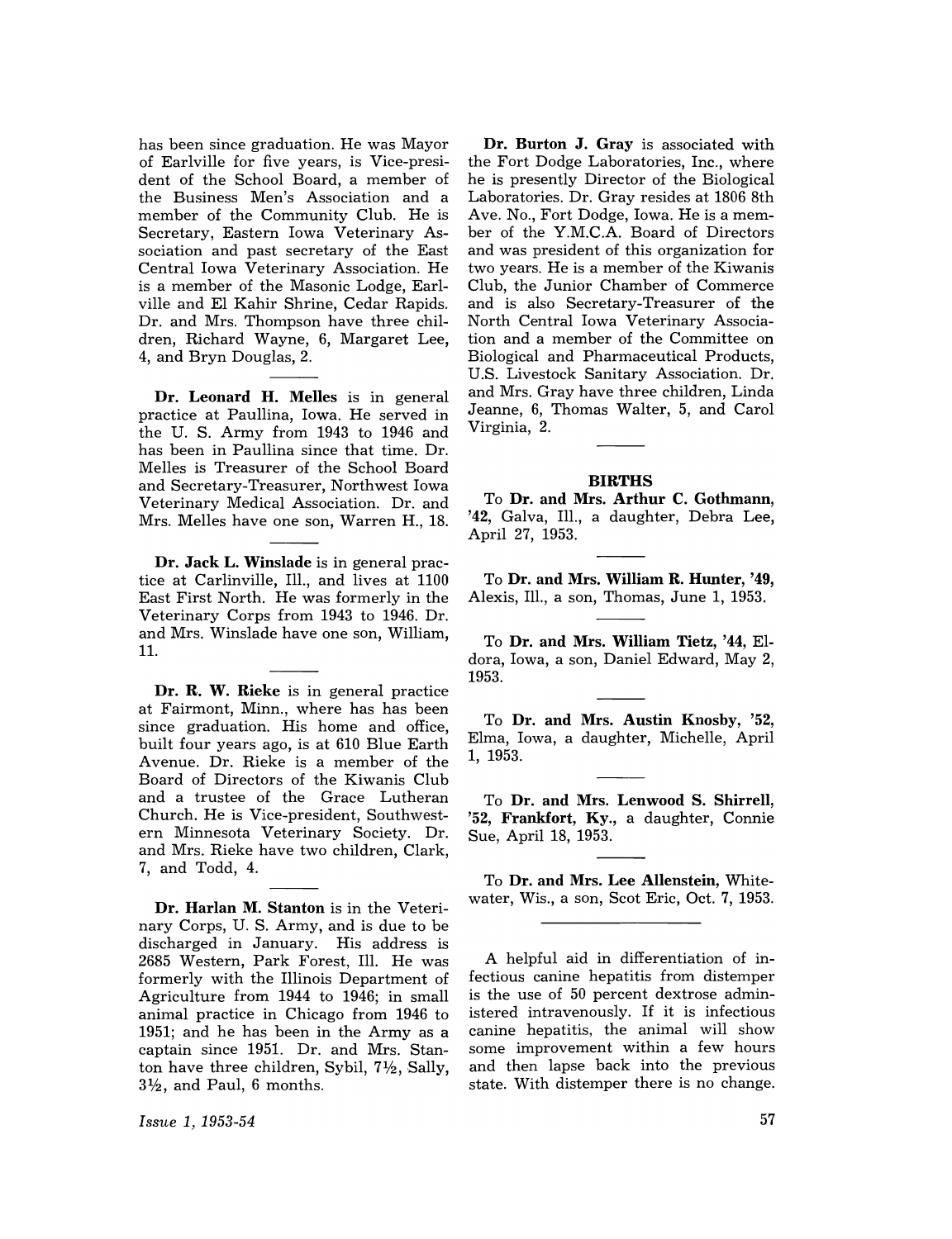has been since graduation. He was Mayor of Earlville for five years, is Vice-president of the School Board, a member of the Business Men's Association and a member of the Community Club. He is Secretary, Eastern Iowa Veterinary Association and past secretary of the East Central Iowa Veterinary Association. He is a member of the Masonic Lodge, Earlville and El Kahir Shrine, Cedar Rapids. Dr. and Mrs. Thompson have three children, Richard Wayne, 6, Margaret Lee, 4, and Bryn Douglas, 2.

---

**Dr. Leonard H. Melles** is in general practice at Paullina, Iowa. He served in the U. S. Army from 1943 to 1946 and has been in Paullina since that time. Dr. Melles is Treasurer of the School Board and Secretary-Treasurer, Northwest Iowa Veterinary Medical Association. Dr. and Mrs. Melles have one son, Warren H., 18.

---

**Dr. Jack L. Winslade** is in general practice at Carlinville, Ill., and lives at 1100 East First North. He was formerly in the Veterinary Corps from 1943 to 1946. Dr. and Mrs. Winslade have one son, William, 11.

---

**Dr. R. W. Rieke** is in general practice at Fairmont, Minn., where has has been since graduation. His home and office, built four years ago, is at 610 Blue Earth Avenue. Dr. Rieke is a member of the Board of Directors of the Kiwanis Club and a trustee of the Grace Lutheran Church. He is Vice-president, Southwestern Minnesota Veterinary Society. Dr. and Mrs. Rieke have two children, Clark, 7, and Todd, 4.

---

**Dr. Harlan M. Stanton** is in the Veterinary Corps, U. S. Army, and is due to be discharged in January. His address is 2685 Western, Park Forest, Ill. He was formerly with the Illinois Department of Agriculture from 1944 to 1946; in small animal practice in Chicago from 1946 to 1951; and he has been in the Army as a captain since 1951. Dr. and Mrs. Stanton have three children, Sybil, 7½, Sally, 3½, and Paul, 6 months.

---

**Dr. Burton J. Gray** is associated with the Fort Dodge Laboratories, Inc., where he is presently Director of the Biological Laboratories. Dr. Gray resides at 1806 8th Ave. No., Fort Dodge, Iowa. He is a member of the Y.M.C.A. Board of Directors and was president of this organization for two years. He is a member of the Kiwanis Club, the Junior Chamber of Commerce and is also Secretary-Treasurer of the North Central Iowa Veterinary Association and a member of the Committee on Biological and Pharmaceutical Products, U.S. Livestock Sanitary Association. Dr. and Mrs. Gray have three children, Linda Jeanne, 6, Thomas Walter, 5, and Carol Virginia, 2.

---

## BIRTHS

To **Dr. and Mrs. Arthur C. Gothmann, '42**, Galva, Ill., a daughter, Debra Lee, April 27, 1953.

---

To **Dr. and Mrs. William R. Hunter, '49**, Alexis, Ill., a son, Thomas, June 1, 1953.

---

To **Dr. and Mrs. William Tietz, '44**, Eldora, Iowa, a son, Daniel Edward, May 2, 1953.

---

To **Dr. and Mrs. Austin Knosby, '52**, Elma, Iowa, a daughter, Michelle, April 1, 1953.

---

To **Dr. and Mrs. Lenwood S. Shirrell, '52, Frankfort, Ky.**, a daughter, Connie Sue, April 18, 1953.

---

To **Dr. and Mrs. Lee Allenstein**, Whitewater, Wis., a son, Scot Eric, Oct. 7, 1953.

---

A helpful aid in differentiation of infectious canine hepatitis from distemper is the use of 50 percent dextrose administered intravenously. If it is infectious canine hepatitis, the animal will show some improvement within a few hours and then lapse back into the previous state. With distemper there is no change.